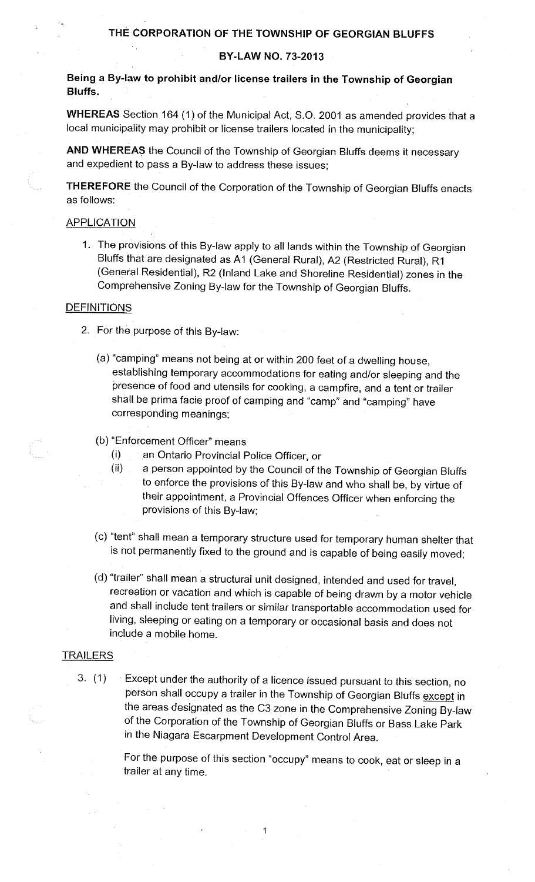# THE CORPORATION OF THE TOWNSHIP OF GEORGIAN BLUFFS

## BY-LAW NO. 73-2013

**Being a By-law to prohibit and/or license trailers in the Township of Georgian Bluffs.**

**WHEREAS** Section 164 (1) of the Municipal Act, S.O. 2001 as amended provides that a local municipality may prohibit or license trailers located in the municipality;

**AND WHEREAS** the Council of the Township of Georgian Bluffs deems it necessary and expedient to pass a By-law to address these issues;

**THEREFORE** the Council of the Corporation of the Township of Georgian Bluffs enacts as follows:

### APPLICATION

1. The provisions of this By-law apply to all lands within the Township of Georgian Bluffs that are designated as A1 (General Rural), A2 (Restricted Rural), R1 (General Residential), R2 (Inland Lake and Shoreline Residential) zones in the Comprehensive Zoning By-law for the Township of Georgian Bluffs.

### DEFINITIONS

2. For the purpose of this By-law:

   (a) "camping" means not being at or within 200 feet of a dwelling house, establishing temporary accommodations for eating and/or sleeping and the presence of food and utensils for cooking, a campfire, and a tent or trailer shall be prima facie proof of camping and "camp" and "camping" have corresponding meanings;

   (b) "Enforcement Officer" means
      - (i) an Ontario Provincial Police Officer, or
      - (ii) a person appointed by the Council of the Township of Georgian Bluffs to enforce the provisions of this By-law and who shall be, by virtue of their appointment, a Provincial Offences Officer when enforcing the provisions of this By-law;

   (c) "tent" shall mean a temporary structure used for temporary human shelter that is not permanently fixed to the ground and is capable of being easily moved;

   (d) "trailer" shall mean a structural unit designed, intended and used for travel, recreation or vacation and which is capable of being drawn by a motor vehicle and shall include tent trailers or similar transportable accommodation used for living, sleeping or eating on a temporary or occasional basis and does not include a mobile home.

### TRAILERS

3. (1) Except under the authority of a licence issued pursuant to this section, no person shall occupy a trailer in the Township of Georgian Bluffs except in the areas designated as the C3 zone in the Comprehensive Zoning By-law of the Corporation of the Township of Georgian Bluffs or Bass Lake Park in the Niagara Escarpment Development Control Area.

   For the purpose of this section "occupy" means to cook, eat or sleep in a trailer at any time.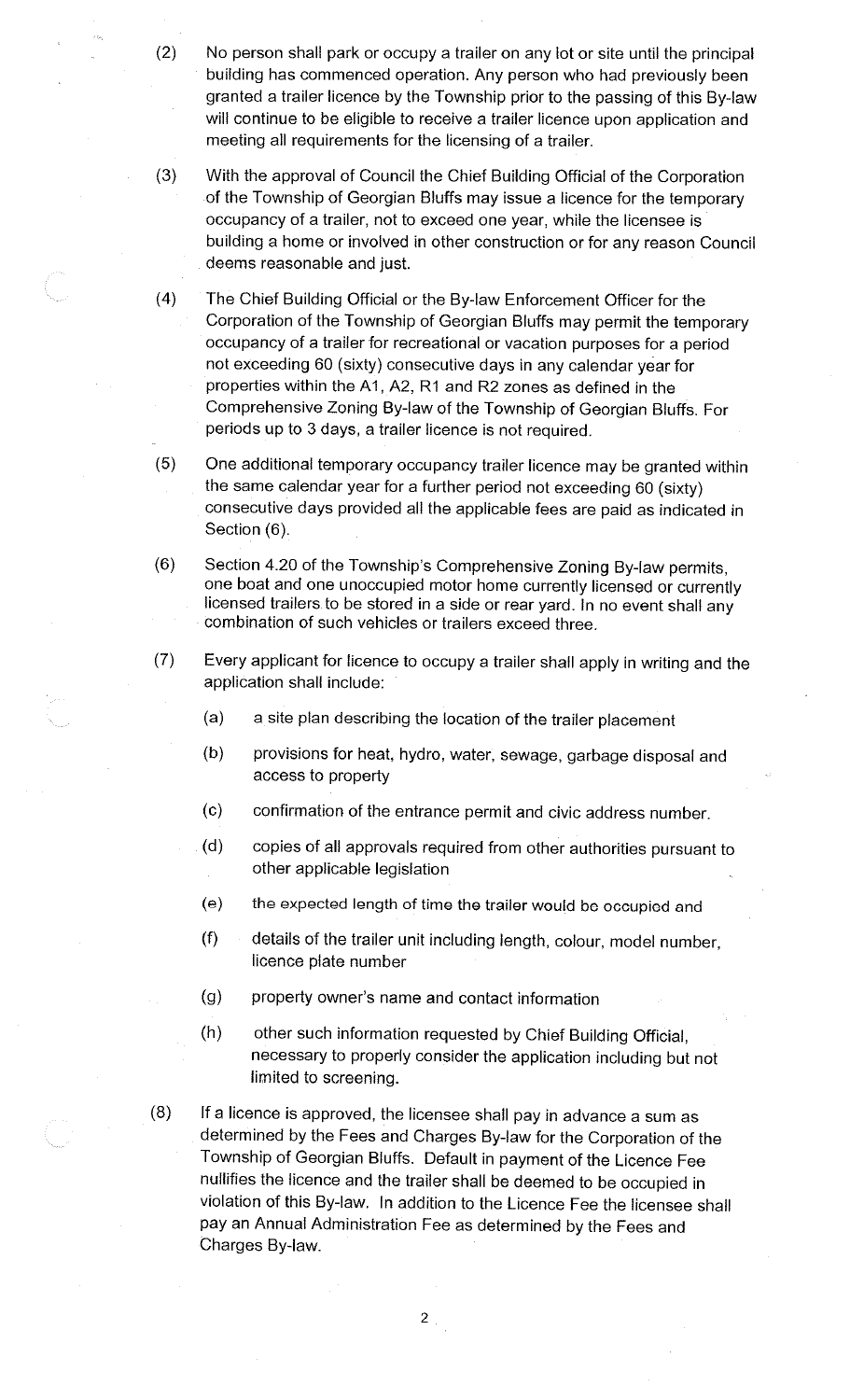(2) No person shall park or occupy a trailer on any lot or site until the principal building has commenced operation. Any person who had previously been granted a trailer licence by the Township prior to the passing of this By-law will continue to be eligible to receive a trailer licence upon application and meeting all requirements for the licensing of a trailer.

(3) With the approval of Council the Chief Building Official of the Corporation of the Township of Georgian Bluffs may issue a licence for the temporary occupancy of a trailer, not to exceed one year, while the licensee is building a home or involved in other construction or for any reason Council deems reasonable and just.

(4) The Chief Building Official or the By-law Enforcement Officer for the Corporation of the Township of Georgian Bluffs may permit the temporary occupancy of a trailer for recreational or vacation purposes for a period not exceeding 60 (sixty) consecutive days in any calendar year for properties within the A1, A2, R1 and R2 zones as defined in the Comprehensive Zoning By-law of the Township of Georgian Bluffs. For periods up to 3 days, a trailer licence is not required.

(5) One additional temporary occupancy trailer licence may be granted within the same calendar year for a further period not exceeding 60 (sixty) consecutive days provided all the applicable fees are paid as indicated in Section (6).

(6) Section 4.20 of the Township's Comprehensive Zoning By-law permits, one boat and one unoccupied motor home currently licensed or currently licensed trailers to be stored in a side or rear yard. In no event shall any combination of such vehicles or trailers exceed three.

(7) Every applicant for licence to occupy a trailer shall apply in writing and the application shall include:

   (a) a site plan describing the location of the trailer placement

   (b) provisions for heat, hydro, water, sewage, garbage disposal and access to property

   (c) confirmation of the entrance permit and civic address number.

   (d) copies of all approvals required from other authorities pursuant to other applicable legislation

   (e) the expected length of time the trailer would be occupied and

   (f) details of the trailer unit including length, colour, model number, licence plate number

   (g) property owner's name and contact information

   (h) other such information requested by Chief Building Official, necessary to properly consider the application including but not limited to screening.

(8) If a licence is approved, the licensee shall pay in advance a sum as determined by the Fees and Charges By-law for the Corporation of the Township of Georgian Bluffs. Default in payment of the Licence Fee nullifies the licence and the trailer shall be deemed to be occupied in violation of this By-law. In addition to the Licence Fee the licensee shall pay an Annual Administration Fee as determined by the Fees and Charges By-law.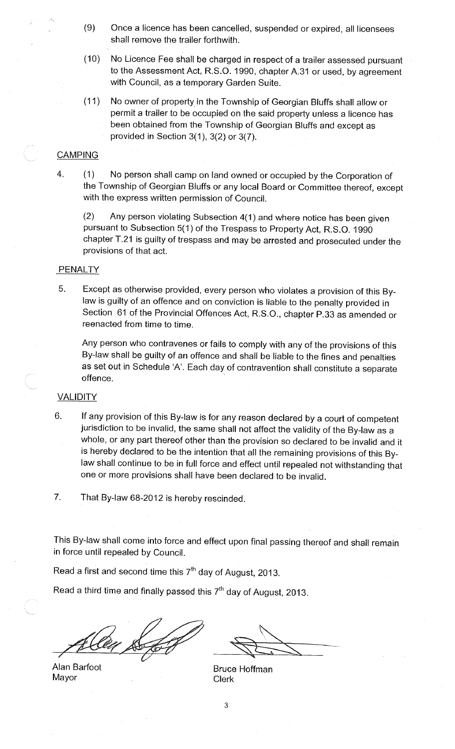(9) Once a licence has been cancelled, suspended or expired, all licensees shall remove the trailer forthwith.

(10) No Licence Fee shall be charged in respect of a trailer assessed pursuant to the Assessment Act, R.S.O. 1990, chapter A.31 or used, by agreement with Council, as a temporary Garden Suite.

(11) No owner of property in the Township of Georgian Bluffs shall allow or permit a trailer to be occupied on the said property unless a licence has been obtained from the Township of Georgian Bluffs and except as provided in Section 3(1), 3(2) or 3(7).

## CAMPING

4. (1) No person shall camp on land owned or occupied by the Corporation of the Township of Georgian Bluffs or any local Board or Committee thereof, except with the express written permission of Council.

   (2) Any person violating Subsection 4(1) and where notice has been given pursuant to Subsection 5(1) of the Trespass to Property Act, R.S.O. 1990 chapter T.21 is guilty of trespass and may be arrested and prosecuted under the provisions of that act.

## PENALTY

5. Except as otherwise provided, every person who violates a provision of this By-law is guilty of an offence and on conviction is liable to the penalty provided in Section 61 of the Provincial Offences Act, R.S.O., chapter P.33 as amended or reenacted from time to time.

   Any person who contravenes or fails to comply with any of the provisions of this By-law shall be guilty of an offence and shall be liable to the fines and penalties as set out in Schedule 'A'. Each day of contravention shall constitute a separate offence.

## VALIDITY

6. If any provision of this By-law is for any reason declared by a court of competent jurisdiction to be invalid, the same shall not affect the validity of the By-law as a whole, or any part thereof other than the provision so declared to be invalid and it is hereby declared to be the intention that all the remaining provisions of this By-law shall continue to be in full force and effect until repealed not withstanding that one or more provisions shall have been declared to be invalid.

7. That By-law 68-2012 is hereby rescinded.

This By-law shall come into force and effect upon final passing thereof and shall remain in force until repealed by Council.

Read a first and second time this 7th day of August, 2013.

Read a third time and finally passed this 7th day of August, 2013.

Alan Barfoot
Mayor

Bruce Hoffman
Clerk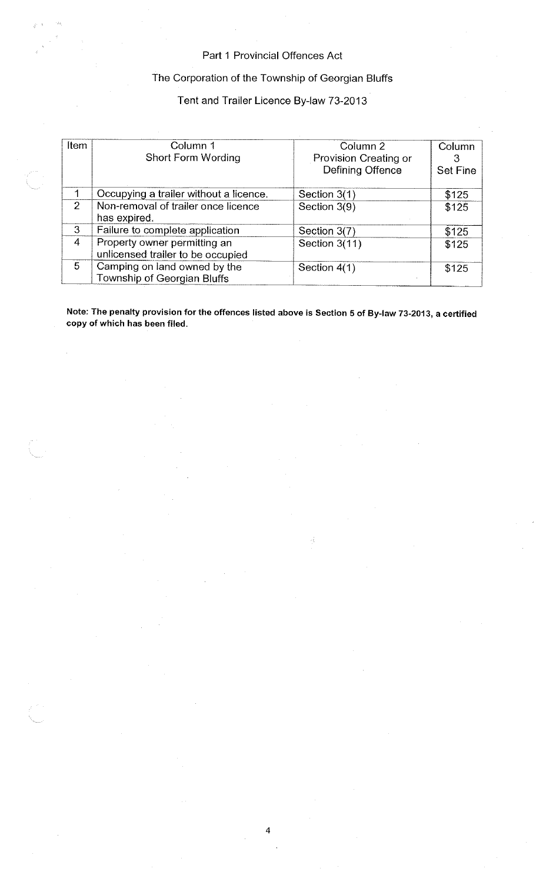Part 1 Provincial Offences Act

The Corporation of the Township of Georgian Bluffs

Tent and Trailer Licence By-law 73-2013

| Item | Column 1<br>Short Form Wording | Column 2<br>Provision Creating or Defining Offence | Column 3<br>Set Fine |
|---|---|---|---|
| 1 | Occupying a trailer without a licence. | Section 3(1) | $125 |
| 2 | Non-removal of trailer once licence has expired. | Section 3(9) | $125 |
| 3 | Failure to complete application | Section 3(7) | $125 |
| 4 | Property owner permitting an unlicensed trailer to be occupied | Section 3(11) | $125 |
| 5 | Camping on land owned by the Township of Georgian Bluffs | Section 4(1) | $125 |

**Note: The penalty provision for the offences listed above is Section 5 of By-law 73-2013, a certified copy of which has been filed.**